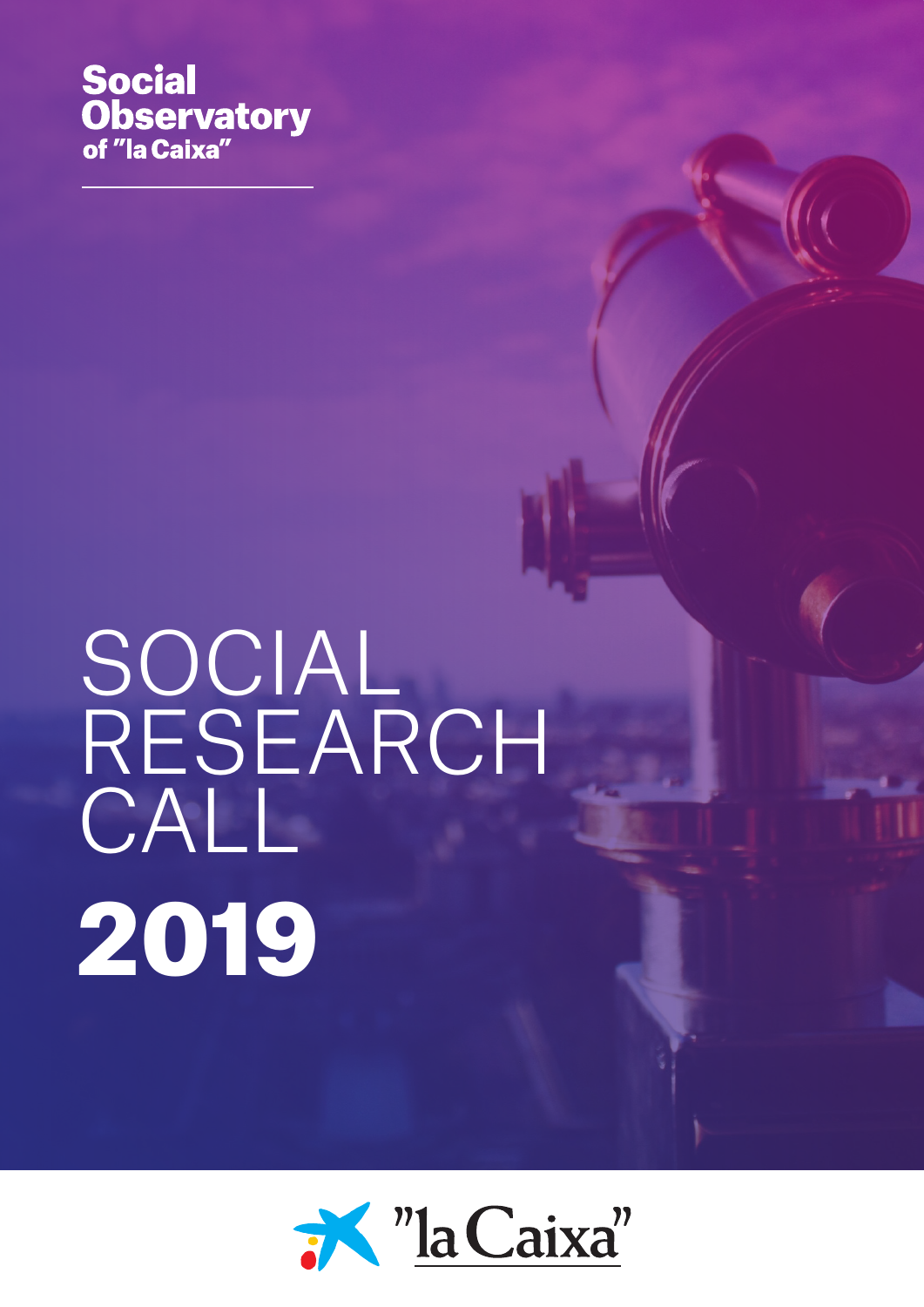**Social Observatory of "la Caixa"**

# SOCIAL RESEARCH CALL

# 2019

"la Caixa"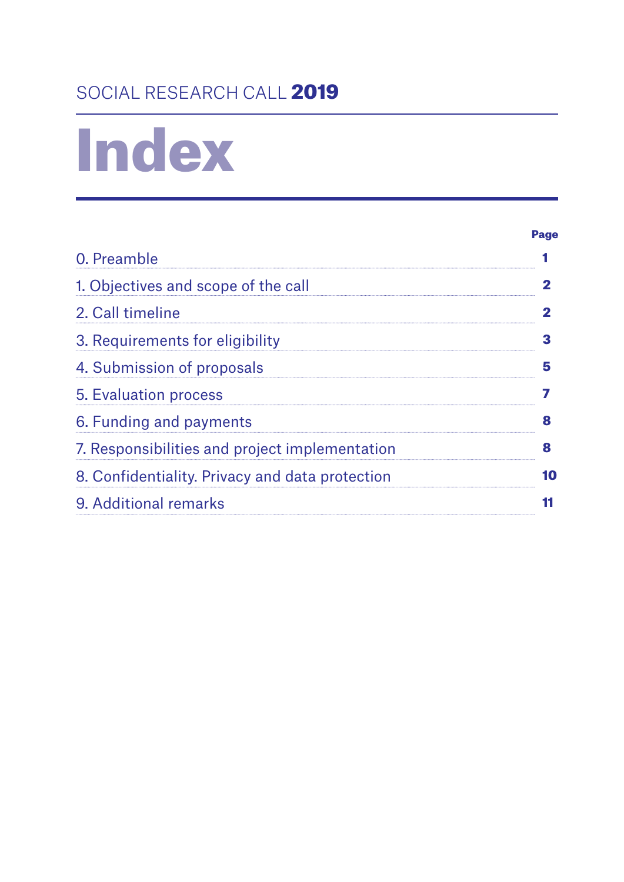SOCIAL RESEARCH CALL **2019**

# Index

| | Page |
|---|---|
| 0. Preamble | 1 |
| 1. Objectives and scope of the call | 2 |
| 2. Call timeline | 2 |
| 3. Requirements for eligibility | 3 |
| 4. Submission of proposals | 5 |
| 5. Evaluation process | 7 |
| 6. Funding and payments | 8 |
| 7. Responsibilities and project implementation | 8 |
| 8. Confidentiality. Privacy and data protection | 10 |
| 9. Additional remarks | 11 |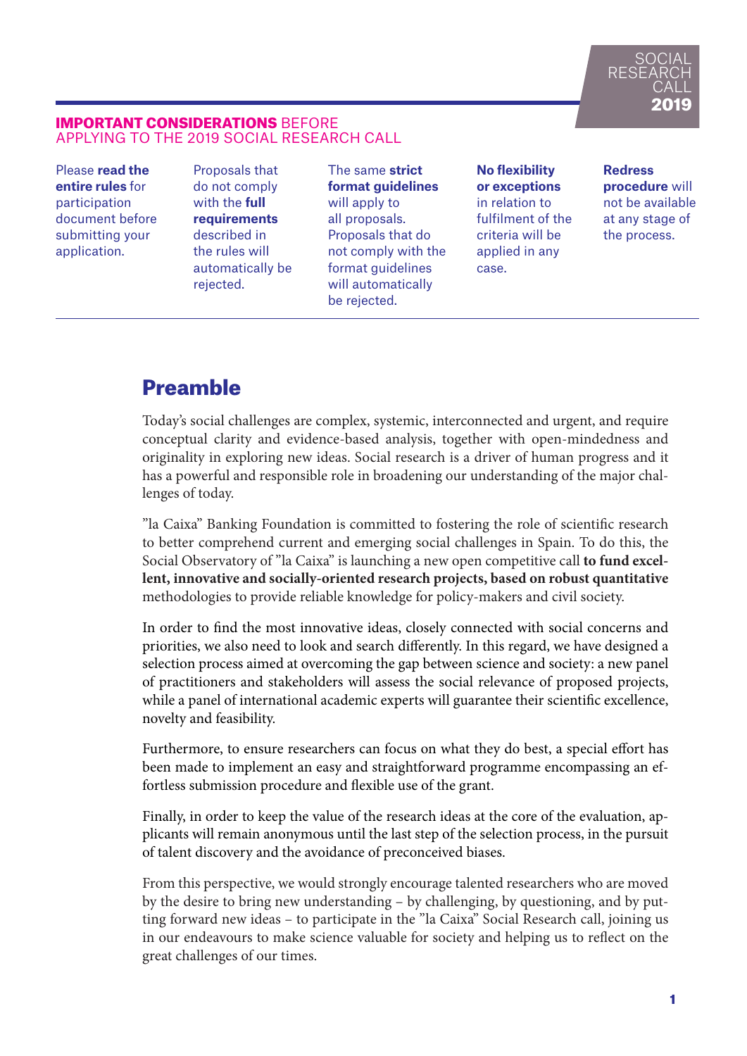**IMPORTANT CONSIDERATIONS** BEFORE APPLYING TO THE 2019 SOCIAL RESEARCH CALL

Please **read the entire rules** for participation document before submitting your application.

Proposals that do not comply with the **full requirements** described in the rules will automatically be rejected.

The same **strict format guidelines** will apply to all proposals. Proposals that do not comply with the format guidelines will automatically be rejected.

**No flexibility or exceptions** in relation to fulfilment of the criteria will be applied in any case.

**Redress procedure** will not be available at any stage of the process.

# Preamble

Today's social challenges are complex, systemic, interconnected and urgent, and require conceptual clarity and evidence-based analysis, together with open-mindedness and originality in exploring new ideas. Social research is a driver of human progress and it has a powerful and responsible role in broadening our understanding of the major challenges of today.

"la Caixa" Banking Foundation is committed to fostering the role of scientific research to better comprehend current and emerging social challenges in Spain. To do this, the Social Observatory of "la Caixa" is launching a new open competitive call **to fund excellent, innovative and socially-oriented research projects, based on robust quantitative** methodologies to provide reliable knowledge for policy-makers and civil society.

In order to find the most innovative ideas, closely connected with social concerns and priorities, we also need to look and search differently. In this regard, we have designed a selection process aimed at overcoming the gap between science and society: a new panel of practitioners and stakeholders will assess the social relevance of proposed projects, while a panel of international academic experts will guarantee their scientific excellence, novelty and feasibility.

Furthermore, to ensure researchers can focus on what they do best, a special effort has been made to implement an easy and straightforward programme encompassing an effortless submission procedure and flexible use of the grant.

Finally, in order to keep the value of the research ideas at the core of the evaluation, applicants will remain anonymous until the last step of the selection process, in the pursuit of talent discovery and the avoidance of preconceived biases.

From this perspective, we would strongly encourage talented researchers who are moved by the desire to bring new understanding – by challenging, by questioning, and by putting forward new ideas – to participate in the "la Caixa" Social Research call, joining us in our endeavours to make science valuable for society and helping us to reflect on the great challenges of our times.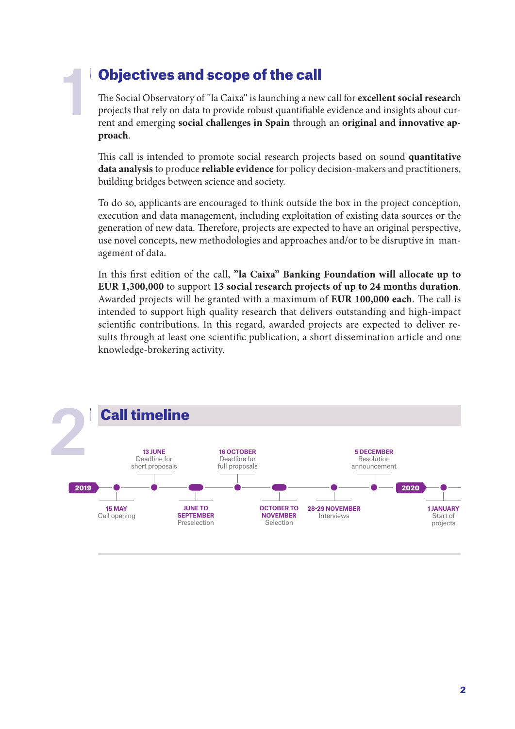# 1 Objectives and scope of the call

The Social Observatory of "la Caixa" is launching a new call for **excellent social research** projects that rely on data to provide robust quantifiable evidence and insights about current and emerging **social challenges in Spain** through an **original and innovative approach**.

This call is intended to promote social research projects based on sound **quantitative data analysis** to produce **reliable evidence** for policy decision-makers and practitioners, building bridges between science and society.

To do so, applicants are encouraged to think outside the box in the project conception, execution and data management, including exploitation of existing data sources or the generation of new data. Therefore, projects are expected to have an original perspective, use novel concepts, new methodologies and approaches and/or to be disruptive in management of data.

In this first edition of the call, **"la Caixa" Banking Foundation will allocate up to EUR 1,300,000** to support **13 social research projects of up to 24 months duration**. Awarded projects will be granted with a maximum of **EUR 100,000 each**. The call is intended to support high quality research that delivers outstanding and high-impact scientific contributions. In this regard, awarded projects are expected to deliver results through at least one scientific publication, a short dissemination article and one knowledge-brokering activity.

# 2 Call timeline

**2019**

- **15 MAY** Call opening
- **13 JUNE** Deadline for short proposals
- **JUNE TO SEPTEMBER** Preselection
- **16 OCTOBER** Deadline for full proposals
- **OCTOBER TO NOVEMBER** Selection
- **28-29 NOVEMBER** Interviews
- **5 DECEMBER** Resolution announcement

**2020**

- **1 JANUARY** Start of projects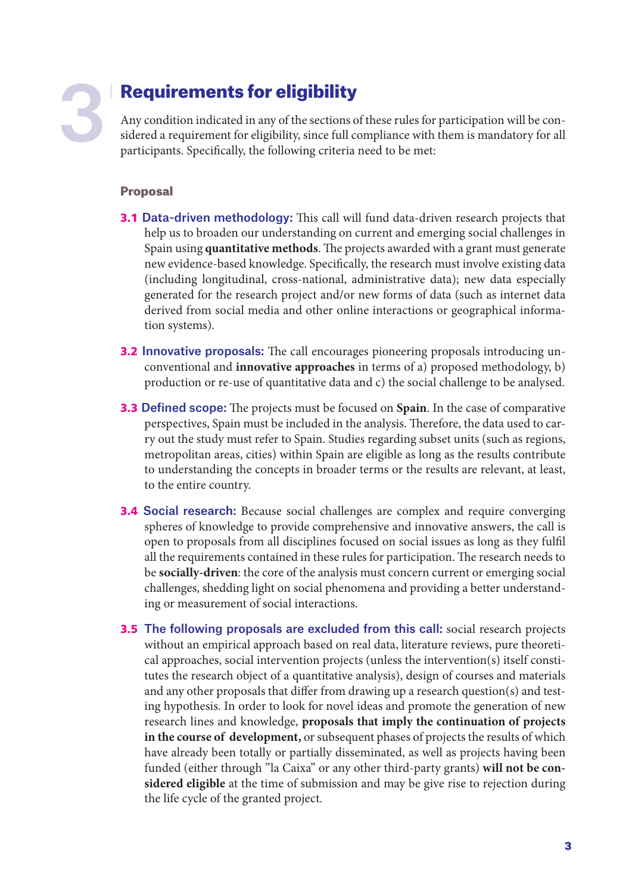# 3 Requirements for eligibility

Any condition indicated in any of the sections of these rules for participation will be considered a requirement for eligibility, since full compliance with them is mandatory for all participants. Specifically, the following criteria need to be met:

### Proposal

**3.1 Data-driven methodology:** This call will fund data-driven research projects that help us to broaden our understanding on current and emerging social challenges in Spain using **quantitative methods**. The projects awarded with a grant must generate new evidence-based knowledge. Specifically, the research must involve existing data (including longitudinal, cross-national, administrative data); new data especially generated for the research project and/or new forms of data (such as internet data derived from social media and other online interactions or geographical information systems).

**3.2 Innovative proposals:** The call encourages pioneering proposals introducing unconventional and **innovative approaches** in terms of a) proposed methodology, b) production or re-use of quantitative data and c) the social challenge to be analysed.

**3.3 Defined scope:** The projects must be focused on **Spain**. In the case of comparative perspectives, Spain must be included in the analysis. Therefore, the data used to carry out the study must refer to Spain. Studies regarding subset units (such as regions, metropolitan areas, cities) within Spain are eligible as long as the results contribute to understanding the concepts in broader terms or the results are relevant, at least, to the entire country.

**3.4 Social research:** Because social challenges are complex and require converging spheres of knowledge to provide comprehensive and innovative answers, the call is open to proposals from all disciplines focused on social issues as long as they fulfil all the requirements contained in these rules for participation. The research needs to be **socially-driven**: the core of the analysis must concern current or emerging social challenges, shedding light on social phenomena and providing a better understanding or measurement of social interactions.

**3.5 The following proposals are excluded from this call:** social research projects without an empirical approach based on real data, literature reviews, pure theoretical approaches, social intervention projects (unless the intervention(s) itself constitutes the research object of a quantitative analysis), design of courses and materials and any other proposals that differ from drawing up a research question(s) and testing hypothesis. In order to look for novel ideas and promote the generation of new research lines and knowledge, **proposals that imply the continuation of projects in the course of development,** or subsequent phases of projects the results of which have already been totally or partially disseminated, as well as projects having been funded (either through "la Caixa" or any other third-party grants) **will not be considered eligible** at the time of submission and may be give rise to rejection during the life cycle of the granted project.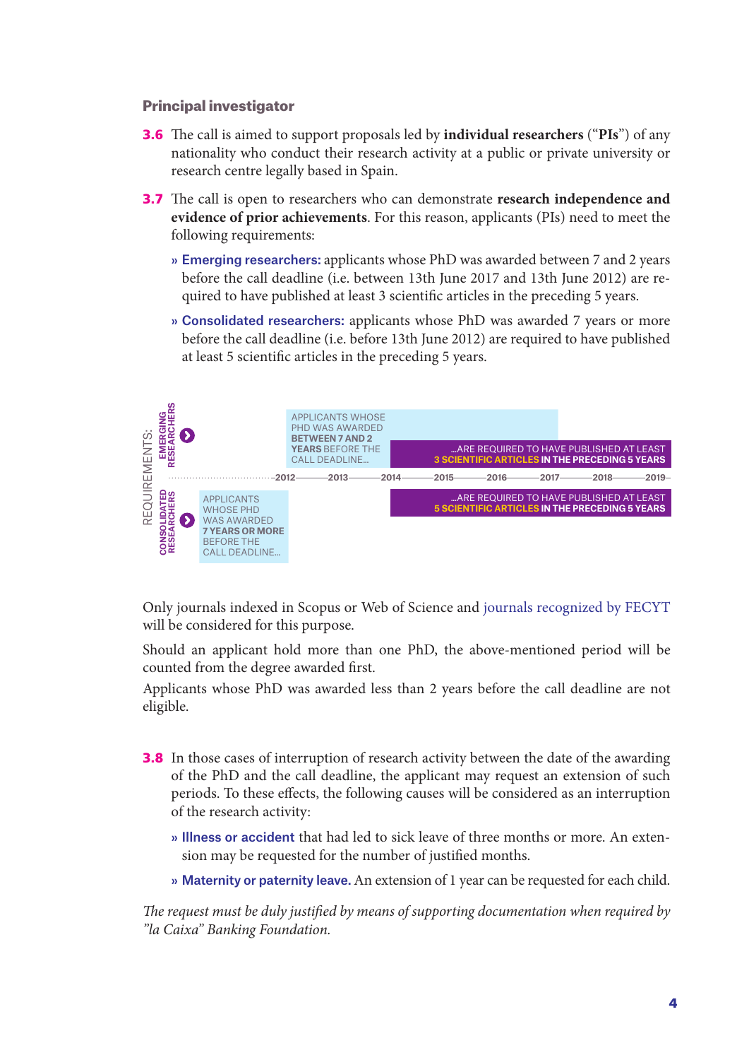### Principal investigator

**3.6** The call is aimed to support proposals led by **individual researchers** (“**PIs**”) of any nationality who conduct their research activity at a public or private university or research centre legally based in Spain.

**3.7** The call is open to researchers who can demonstrate **research independence and evidence of prior achievements**. For this reason, applicants (PIs) need to meet the following requirements:

- **Emerging researchers:** applicants whose PhD was awarded between 7 and 2 years before the call deadline (i.e. between 13th June 2017 and 13th June 2012) are required to have published at least 3 scientific articles in the preceding 5 years.
- **Consolidated researchers:** applicants whose PhD was awarded 7 years or more before the call deadline (i.e. before 13th June 2012) are required to have published at least 5 scientific articles in the preceding 5 years.

REQUIREMENTS:

EMERGING RESEARCHERS: APPLICANTS WHOSE PHD WAS AWARDED **BETWEEN 7 AND 2 YEARS** BEFORE THE CALL DEADLINE... ...ARE REQUIRED TO HAVE PUBLISHED AT LEAST **3 SCIENTIFIC ARTICLES IN THE PRECEDING 5 YEARS**

2012 — 2013 — 2014 — 2015 — 2016 — 2017 — 2018 — 2019

CONSOLIDATED RESEARCHERS: APPLICANTS WHOSE PHD WAS AWARDED **7 YEARS OR MORE** BEFORE THE CALL DEADLINE... ...ARE REQUIRED TO HAVE PUBLISHED AT LEAST **5 SCIENTIFIC ARTICLES IN THE PRECEDING 5 YEARS**

Only journals indexed in Scopus or Web of Science and journals recognized by FECYT will be considered for this purpose.

Should an applicant hold more than one PhD, the above-mentioned period will be counted from the degree awarded first.

Applicants whose PhD was awarded less than 2 years before the call deadline are not eligible.

**3.8** In those cases of interruption of research activity between the date of the awarding of the PhD and the call deadline, the applicant may request an extension of such periods. To these effects, the following causes will be considered as an interruption of the research activity:

- **Illness or accident** that had led to sick leave of three months or more. An extension may be requested for the number of justified months.
- **Maternity or paternity leave.** An extension of 1 year can be requested for each child.

*The request must be duly justified by means of supporting documentation when required by "la Caixa" Banking Foundation.*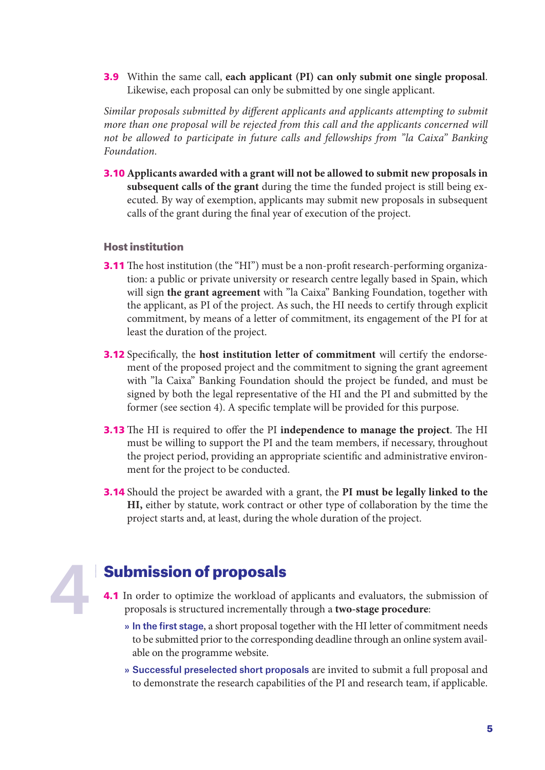**3.9** Within the same call, **each applicant (PI) can only submit one single proposal**. Likewise, each proposal can only be submitted by one single applicant.

*Similar proposals submitted by different applicants and applicants attempting to submit more than one proposal will be rejected from this call and the applicants concerned will not be allowed to participate in future calls and fellowships from "la Caixa" Banking Foundation.*

**3.10 Applicants awarded with a grant will not be allowed to submit new proposals in subsequent calls of the grant** during the time the funded project is still being executed. By way of exemption, applicants may submit new proposals in subsequent calls of the grant during the final year of execution of the project.

### Host institution

**3.11** The host institution (the "HI") must be a non-profit research-performing organization: a public or private university or research centre legally based in Spain, which will sign **the grant agreement** with "la Caixa" Banking Foundation, together with the applicant, as PI of the project. As such, the HI needs to certify through explicit commitment, by means of a letter of commitment, its engagement of the PI for at least the duration of the project.

**3.12** Specifically, the **host institution letter of commitment** will certify the endorsement of the proposed project and the commitment to signing the grant agreement with "la Caixa" Banking Foundation should the project be funded, and must be signed by both the legal representative of the HI and the PI and submitted by the former (see section 4). A specific template will be provided for this purpose.

**3.13** The HI is required to offer the PI **independence to manage the project**. The HI must be willing to support the PI and the team members, if necessary, throughout the project period, providing an appropriate scientific and administrative environment for the project to be conducted.

**3.14** Should the project be awarded with a grant, the **PI must be legally linked to the HI,** either by statute, work contract or other type of collaboration by the time the project starts and, at least, during the whole duration of the project.

## 4 Submission of proposals

**4.1** In order to optimize the workload of applicants and evaluators, the submission of proposals is structured incrementally through a **two-stage procedure**:

- **In the first stage**, a short proposal together with the HI letter of commitment needs to be submitted prior to the corresponding deadline through an online system available on the programme website.
- **Successful preselected short proposals** are invited to submit a full proposal and to demonstrate the research capabilities of the PI and research team, if applicable.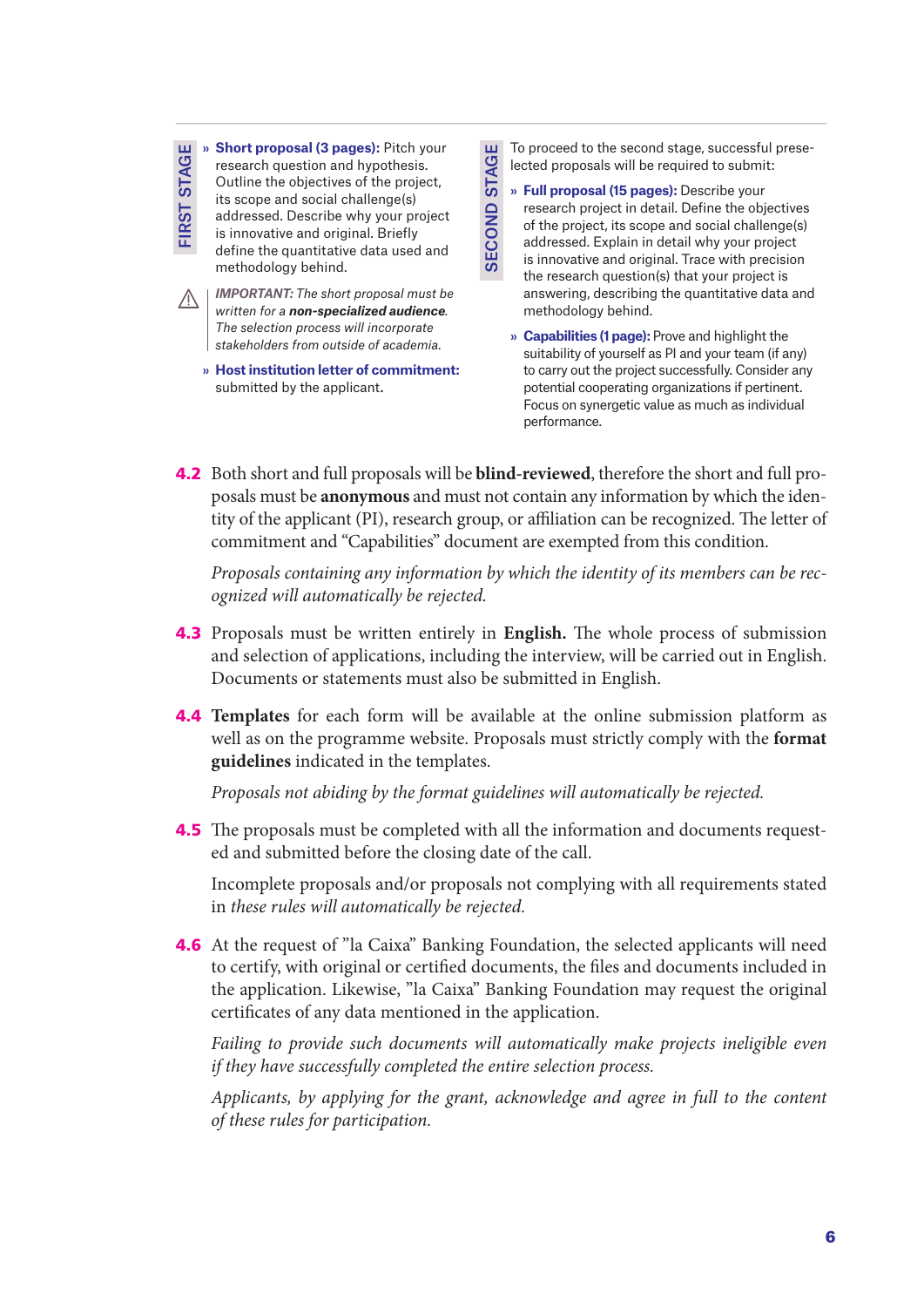**FIRST STAGE**

- **Short proposal (3 pages):** Pitch your research question and hypothesis. Outline the objectives of the project, its scope and social challenge(s) addressed. Describe why your project is innovative and original. Briefly define the quantitative data used and methodology behind.

⚠ ***IMPORTANT:*** *The short proposal must be written for a* ***non-specialized audience****. The selection process will incorporate stakeholders from outside of academia.*

- **Host institution letter of commitment:** submitted by the applicant.

**SECOND STAGE**

To proceed to the second stage, successful preselected proposals will be required to submit:

- **Full proposal (15 pages):** Describe your research project in detail. Define the objectives of the project, its scope and social challenge(s) addressed. Explain in detail why your project is innovative and original. Trace with precision the research question(s) that your project is answering, describing the quantitative data and methodology behind.
- **Capabilities (1 page):** Prove and highlight the suitability of yourself as PI and your team (if any) to carry out the project successfully. Consider any potential cooperating organizations if pertinent. Focus on synergetic value as much as individual performance.

**4.2** Both short and full proposals will be **blind-reviewed**, therefore the short and full proposals must be **anonymous** and must not contain any information by which the identity of the applicant (PI), research group, or affiliation can be recognized. The letter of commitment and "Capabilities" document are exempted from this condition.

*Proposals containing any information by which the identity of its members can be recognized will automatically be rejected.*

**4.3** Proposals must be written entirely in **English.** The whole process of submission and selection of applications, including the interview, will be carried out in English. Documents or statements must also be submitted in English.

**4.4** **Templates** for each form will be available at the online submission platform as well as on the programme website. Proposals must strictly comply with the **format guidelines** indicated in the templates.

*Proposals not abiding by the format guidelines will automatically be rejected.*

**4.5** The proposals must be completed with all the information and documents requested and submitted before the closing date of the call.

Incomplete proposals and/or proposals not complying with all requirements stated in *these rules will automatically be rejected.*

**4.6** At the request of "la Caixa" Banking Foundation, the selected applicants will need to certify, with original or certified documents, the files and documents included in the application. Likewise, "la Caixa" Banking Foundation may request the original certificates of any data mentioned in the application.

*Failing to provide such documents will automatically make projects ineligible even if they have successfully completed the entire selection process.*

*Applicants, by applying for the grant, acknowledge and agree in full to the content of these rules for participation.*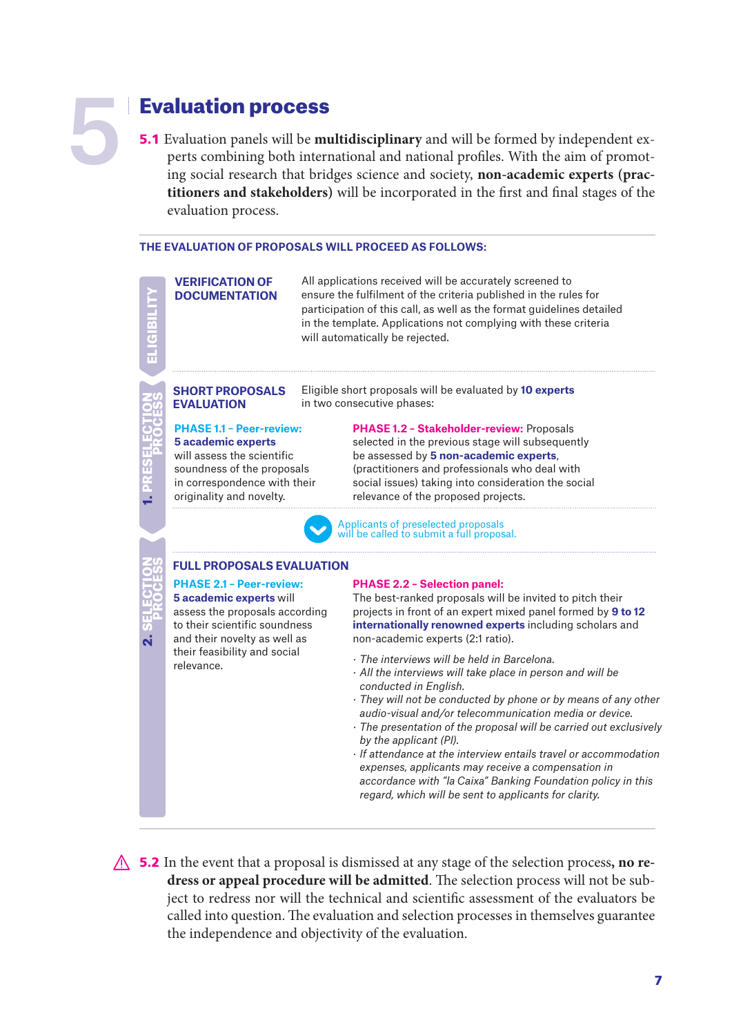# 5 Evaluation process

**5.1** Evaluation panels will be **multidisciplinary** and will be formed by independent experts combining both international and national profiles. With the aim of promoting social research that bridges science and society, **non-academic experts (practitioners and stakeholders)** will be incorporated in the first and final stages of the evaluation process.

**THE EVALUATION OF PROPOSALS WILL PROCEED AS FOLLOWS:**

## ELIGIBILITY

**VERIFICATION OF DOCUMENTATION**

All applications received will be accurately screened to ensure the fulfilment of the criteria published in the rules for participation of this call, as well as the format guidelines detailed in the template. Applications not complying with these criteria will automatically be rejected.

## 1. PRESELECTION PROCESS

**SHORT PROPOSALS EVALUATION**

Eligible short proposals will be evaluated by **10 experts** in two consecutive phases:

**PHASE 1.1 – Peer-review:** **5 academic experts** will assess the scientific soundness of the proposals in correspondence with their originality and novelty.

**PHASE 1.2 – Stakeholder-review:** Proposals selected in the previous stage will subsequently be assessed by **5 non-academic experts**, (practitioners and professionals who deal with social issues) taking into consideration the social relevance of the proposed projects.

Applicants of preselected proposals will be called to submit a full proposal.

## 2. SELECTION PROCESS

**FULL PROPOSALS EVALUATION**

**PHASE 2.1 – Peer-review:** **5 academic experts** will assess the proposals according to their scientific soundness and their novelty as well as their feasibility and social relevance.

**PHASE 2.2 – Selection panel:** The best-ranked proposals will be invited to pitch their projects in front of an expert mixed panel formed by **9 to 12 internationally renowned experts** including scholars and non-academic experts (2:1 ratio).

- *The interviews will be held in Barcelona.*
- *All the interviews will take place in person and will be conducted in English.*
- *They will not be conducted by phone or by means of any other audio-visual and/or telecommunication media or device.*
- *The presentation of the proposal will be carried out exclusively by the applicant (PI).*
- *If attendance at the interview entails travel or accommodation expenses, applicants may receive a compensation in accordance with "la Caixa" Banking Foundation policy in this regard, which will be sent to applicants for clarity.*

**5.2** In the event that a proposal is dismissed at any stage of the selection process, **no redress or appeal procedure will be admitted**. The selection process will not be subject to redress nor will the technical and scientific assessment of the evaluators be called into question. The evaluation and selection processes in themselves guarantee the independence and objectivity of the evaluation.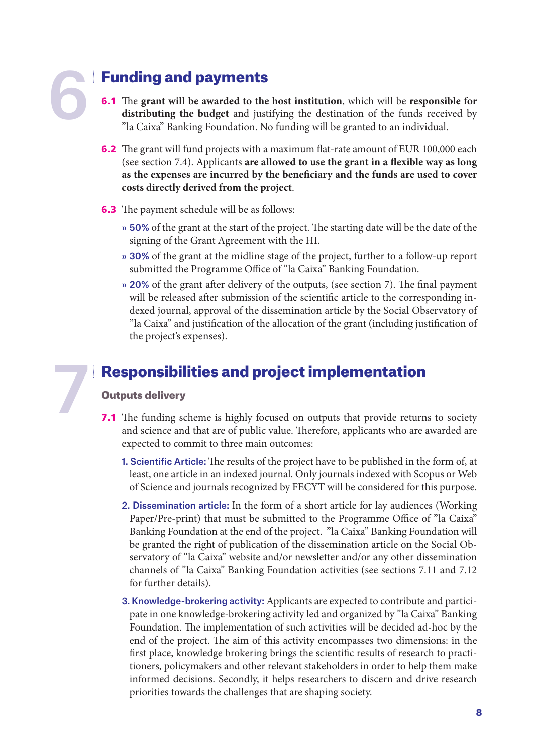# 6 Funding and payments

**6.1** The **grant will be awarded to the host institution**, which will be **responsible for distributing the budget** and justifying the destination of the funds received by "la Caixa" Banking Foundation. No funding will be granted to an individual.

**6.2** The grant will fund projects with a maximum flat-rate amount of EUR 100,000 each (see section 7.4). Applicants **are allowed to use the grant in a flexible way as long as the expenses are incurred by the beneficiary and the funds are used to cover costs directly derived from the project**.

**6.3** The payment schedule will be as follows:

- » **50%** of the grant at the start of the project. The starting date will be the date of the signing of the Grant Agreement with the HI.
- » **30%** of the grant at the midline stage of the project, further to a follow-up report submitted the Programme Office of "la Caixa" Banking Foundation.
- » **20%** of the grant after delivery of the outputs, (see section 7). The final payment will be released after submission of the scientific article to the corresponding indexed journal, approval of the dissemination article by the Social Observatory of "la Caixa" and justification of the allocation of the grant (including justification of the project's expenses).

# 7 Responsibilities and project implementation

### Outputs delivery

**7.1** The funding scheme is highly focused on outputs that provide returns to society and science and that are of public value. Therefore, applicants who are awarded are expected to commit to three main outcomes:

1. **Scientific Article:** The results of the project have to be published in the form of, at least, one article in an indexed journal. Only journals indexed with Scopus or Web of Science and journals recognized by FECYT will be considered for this purpose.
2. **Dissemination article:** In the form of a short article for lay audiences (Working Paper/Pre-print) that must be submitted to the Programme Office of "la Caixa" Banking Foundation at the end of the project. "la Caixa" Banking Foundation will be granted the right of publication of the dissemination article on the Social Observatory of "la Caixa" website and/or newsletter and/or any other dissemination channels of "la Caixa" Banking Foundation activities (see sections 7.11 and 7.12 for further details).
3. **Knowledge-brokering activity:** Applicants are expected to contribute and participate in one knowledge-brokering activity led and organized by "la Caixa" Banking Foundation. The implementation of such activities will be decided ad-hoc by the end of the project. The aim of this activity encompasses two dimensions: in the first place, knowledge brokering brings the scientific results of research to practitioners, policymakers and other relevant stakeholders in order to help them make informed decisions. Secondly, it helps researchers to discern and drive research priorities towards the challenges that are shaping society.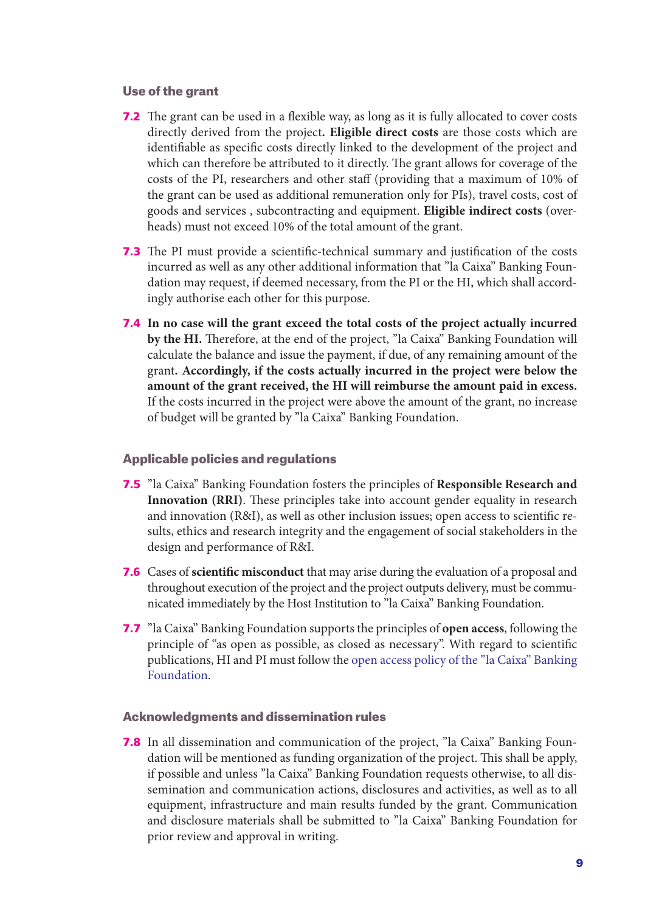### Use of the grant

**7.2** The grant can be used in a flexible way, as long as it is fully allocated to cover costs directly derived from the project**. Eligible direct costs** are those costs which are identifiable as specific costs directly linked to the development of the project and which can therefore be attributed to it directly. The grant allows for coverage of the costs of the PI, researchers and other staff (providing that a maximum of 10% of the grant can be used as additional remuneration only for PIs), travel costs, cost of goods and services , subcontracting and equipment. **Eligible indirect costs** (overheads) must not exceed 10% of the total amount of the grant.

**7.3** The PI must provide a scientific-technical summary and justification of the costs incurred as well as any other additional information that "la Caixa" Banking Foundation may request, if deemed necessary, from the PI or the HI, which shall accordingly authorise each other for this purpose.

**7.4** **In no case will the grant exceed the total costs of the project actually incurred by the HI.** Therefore, at the end of the project, "la Caixa" Banking Foundation will calculate the balance and issue the payment, if due, of any remaining amount of the grant**. Accordingly, if the costs actually incurred in the project were below the amount of the grant received, the HI will reimburse the amount paid in excess.** If the costs incurred in the project were above the amount of the grant, no increase of budget will be granted by "la Caixa" Banking Foundation.

### Applicable policies and regulations

**7.5** "la Caixa" Banking Foundation fosters the principles of **Responsible Research and Innovation (RRI)**. These principles take into account gender equality in research and innovation (R&I), as well as other inclusion issues; open access to scientific results, ethics and research integrity and the engagement of social stakeholders in the design and performance of R&I.

**7.6** Cases of **scientific misconduct** that may arise during the evaluation of a proposal and throughout execution of the project and the project outputs delivery, must be communicated immediately by the Host Institution to "la Caixa" Banking Foundation.

**7.7** "la Caixa" Banking Foundation supports the principles of **open access**, following the principle of "as open as possible, as closed as necessary". With regard to scientific publications, HI and PI must follow the open access policy of the "la Caixa" Banking Foundation.

### Acknowledgments and dissemination rules

**7.8** In all dissemination and communication of the project, "la Caixa" Banking Foundation will be mentioned as funding organization of the project. This shall be apply, if possible and unless "la Caixa" Banking Foundation requests otherwise, to all dissemination and communication actions, disclosures and activities, as well as to all equipment, infrastructure and main results funded by the grant. Communication and disclosure materials shall be submitted to "la Caixa" Banking Foundation for prior review and approval in writing.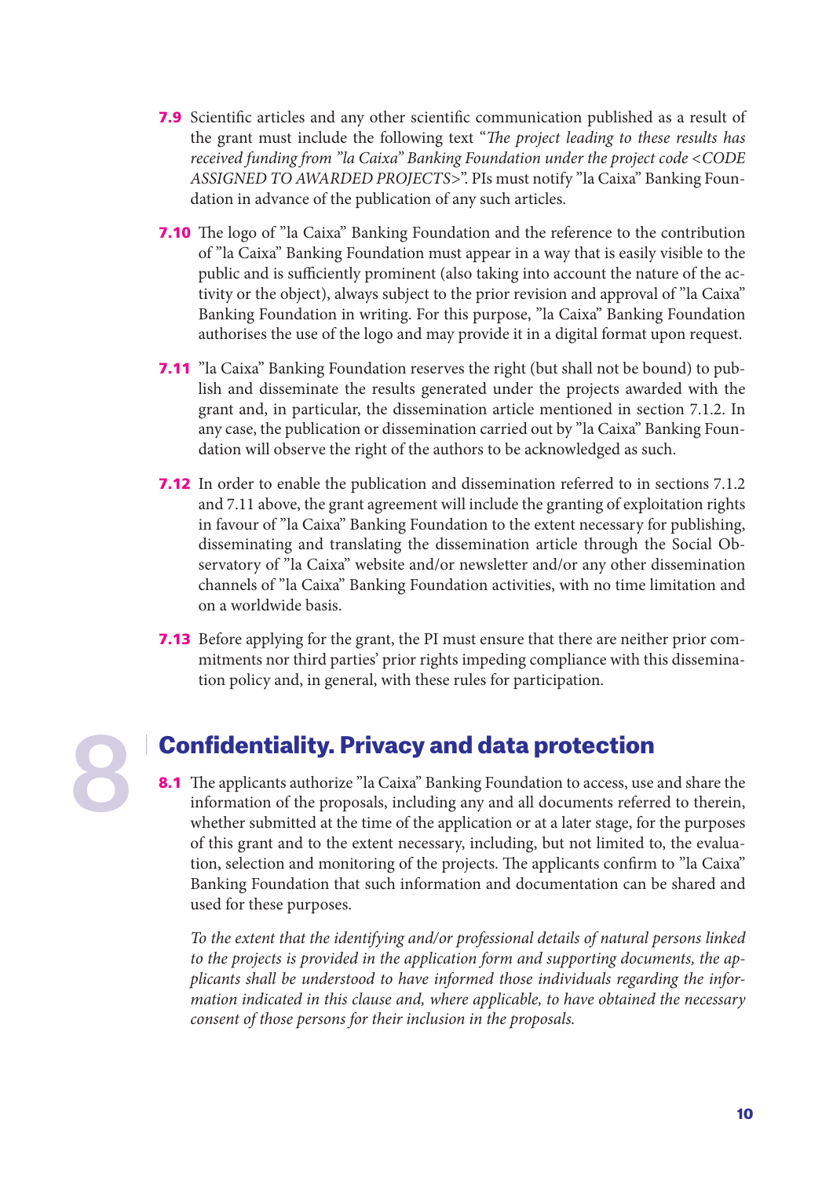**7.9** Scientific articles and any other scientific communication published as a result of the grant must include the following text "*The project leading to these results has received funding from "la Caixa" Banking Foundation under the project code <CODE ASSIGNED TO AWARDED PROJECTS>*". PIs must notify "la Caixa" Banking Foundation in advance of the publication of any such articles.

**7.10** The logo of "la Caixa" Banking Foundation and the reference to the contribution of "la Caixa" Banking Foundation must appear in a way that is easily visible to the public and is sufficiently prominent (also taking into account the nature of the activity or the object), always subject to the prior revision and approval of "la Caixa" Banking Foundation in writing. For this purpose, "la Caixa" Banking Foundation authorises the use of the logo and may provide it in a digital format upon request.

**7.11** "la Caixa" Banking Foundation reserves the right (but shall not be bound) to publish and disseminate the results generated under the projects awarded with the grant and, in particular, the dissemination article mentioned in section 7.1.2. In any case, the publication or dissemination carried out by "la Caixa" Banking Foundation will observe the right of the authors to be acknowledged as such.

**7.12** In order to enable the publication and dissemination referred to in sections 7.1.2 and 7.11 above, the grant agreement will include the granting of exploitation rights in favour of "la Caixa" Banking Foundation to the extent necessary for publishing, disseminating and translating the dissemination article through the Social Observatory of "la Caixa" website and/or newsletter and/or any other dissemination channels of "la Caixa" Banking Foundation activities, with no time limitation and on a worldwide basis.

**7.13** Before applying for the grant, the PI must ensure that there are neither prior commitments nor third parties' prior rights impeding compliance with this dissemination policy and, in general, with these rules for participation.

# 8 Confidentiality. Privacy and data protection

**8.1** The applicants authorize "la Caixa" Banking Foundation to access, use and share the information of the proposals, including any and all documents referred to therein, whether submitted at the time of the application or at a later stage, for the purposes of this grant and to the extent necessary, including, but not limited to, the evaluation, selection and monitoring of the projects. The applicants confirm to "la Caixa" Banking Foundation that such information and documentation can be shared and used for these purposes.

*To the extent that the identifying and/or professional details of natural persons linked to the projects is provided in the application form and supporting documents, the applicants shall be understood to have informed those individuals regarding the information indicated in this clause and, where applicable, to have obtained the necessary consent of those persons for their inclusion in the proposals.*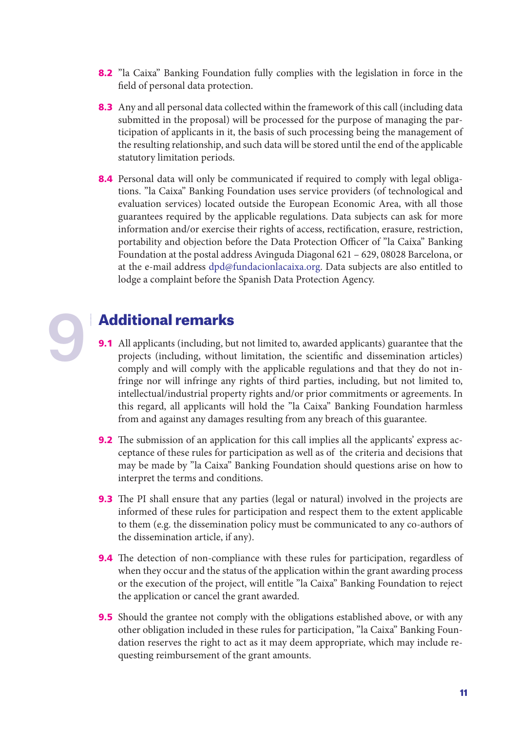**8.2** ”la Caixa” Banking Foundation fully complies with the legislation in force in the field of personal data protection.

**8.3** Any and all personal data collected within the framework of this call (including data submitted in the proposal) will be processed for the purpose of managing the participation of applicants in it, the basis of such processing being the management of the resulting relationship, and such data will be stored until the end of the applicable statutory limitation periods.

**8.4** Personal data will only be communicated if required to comply with legal obligations. ”la Caixa” Banking Foundation uses service providers (of technological and evaluation services) located outside the European Economic Area, with all those guarantees required by the applicable regulations. Data subjects can ask for more information and/or exercise their rights of access, rectification, erasure, restriction, portability and objection before the Data Protection Officer of ”la Caixa” Banking Foundation at the postal address Avinguda Diagonal 621 – 629, 08028 Barcelona, or at the e-mail address dpd@fundacionlacaixa.org. Data subjects are also entitled to lodge a complaint before the Spanish Data Protection Agency.

# 9 Additional remarks

**9.1** All applicants (including, but not limited to, awarded applicants) guarantee that the projects (including, without limitation, the scientific and dissemination articles) comply and will comply with the applicable regulations and that they do not infringe nor will infringe any rights of third parties, including, but not limited to, intellectual/industrial property rights and/or prior commitments or agreements. In this regard, all applicants will hold the ”la Caixa” Banking Foundation harmless from and against any damages resulting from any breach of this guarantee.

**9.2** The submission of an application for this call implies all the applicants’ express acceptance of these rules for participation as well as of the criteria and decisions that may be made by ”la Caixa” Banking Foundation should questions arise on how to interpret the terms and conditions.

**9.3** The PI shall ensure that any parties (legal or natural) involved in the projects are informed of these rules for participation and respect them to the extent applicable to them (e.g. the dissemination policy must be communicated to any co-authors of the dissemination article, if any).

**9.4** The detection of non-compliance with these rules for participation, regardless of when they occur and the status of the application within the grant awarding process or the execution of the project, will entitle ”la Caixa” Banking Foundation to reject the application or cancel the grant awarded.

**9.5** Should the grantee not comply with the obligations established above, or with any other obligation included in these rules for participation, ”la Caixa” Banking Foundation reserves the right to act as it may deem appropriate, which may include requesting reimbursement of the grant amounts.